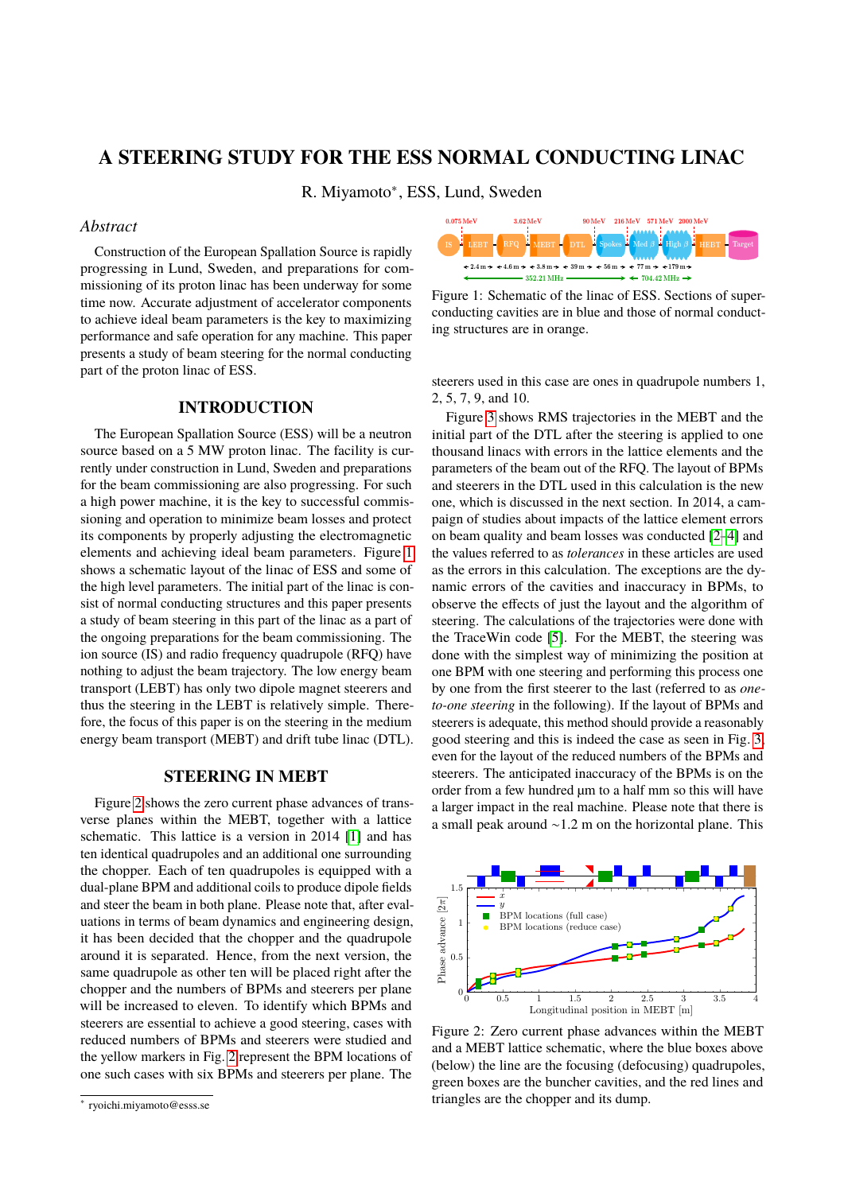# A STEERING STUDY FOR THE ESS NORMAL CONDUCTING LINAC

R. Miyamoto*, ESS, Lund, Sweden

### *Abstract*

Construction of the European Spallation Source is rapidly progressing in Lund, Sweden, and preparations for commissioning of its proton linac has been underway for some time now. Accurate adjustment of accelerator components to achieve ideal beam parameters is the key to maximizing performance and safe operation for any machine. This paper presents a study of beam steering for the normal conducting part of the proton linac of ESS.

## INTRODUCTION

The European Spallation Source (ESS) will be a neutron source based on a 5 MW proton linac. The facility is currently under construction in Lund, Sweden and preparations for the beam commissioning are also progressing. For such a high power machine, it is the key to successful commissioning and operation to minimize beam losses and protect its components by properly adjusting the electromagnetic elements and achieving ideal beam parameters. Figure 1 shows a schematic layout of the linac of ESS and some of the high level parameters. The initial part of the linac is consist of normal conducting structures and this paper presents a study of beam steering in this part of the linac as a part of the ongoing preparations for the beam commissioning. The ion source (IS) and radio frequency quadrupole (RFQ) have nothing to adjust the beam trajectory. The low energy beam transport (LEBT) has only two dipole magnet steerers and thus the steering in the LEBT is relatively simple. Therefore, the focus of this paper is on the steering in the medium energy beam transport (MEBT) and drift tube linac (DTL).

## STEERING IN MEBT

Figure 2 shows the zero current phase advances of transverse planes within the MEBT, together with a lattice schematic. This lattice is a version in 2014 [1] and has ten identical quadrupoles and an additional one surrounding the chopper. Each of ten quadrupoles is equipped with a dual-plane BPM and additional coils to produce dipole fields and steer the beam in both plane. Please note that, after evaluations in terms of beam dynamics and engineering design, it has been decided that the chopper and the quadrupole around it is separated. Hence, from the next version, the same quadrupole as other ten will be placed right after the chopper and the numbers of BPMs and steerers per plane will be increased to eleven. To identify which BPMs and steerers are essential to achieve a good steering, cases with reduced numbers of BPMs and steerers were studied and the yellow markers in Fig. 2 represent the BPM locations of one such cases with six BPMs and steerers per plane. The steerers used in this case are ones in quadrupole numbers 1, 2, 5, 7, 9, and 10.

Figure 1: Schematic of the linac of ESS. Sections of superconducting cavities are in blue and those of normal conducting structures are in orange.

Figure 3 shows RMS trajectories in the MEBT and the initial part of the DTL after the steering is applied to one thousand linacs with errors in the lattice elements and the parameters of the beam out of the RFQ. The layout of BPMs and steerers in the DTL used in this calculation is the new one, which is discussed in the next section. In 2014, a campaign of studies about impacts of the lattice element errors on beam quality and beam losses was conducted [2–4] and the values referred to as *tolerances* in these articles are used as the errors in this calculation. The exceptions are the dynamic errors of the cavities and inaccuracy in BPMs, to observe the effects of just the layout and the algorithm of steering. The calculations of the trajectories were done with the TraceWin code [5]. For the MEBT, the steering was done with the simplest way of minimizing the position at one BPM with one steering and performing this process one by one from the first steerer to the last (referred to as *one-to-one steering* in the following). If the layout of BPMs and steerers is adequate, this method should provide a reasonably good steering and this is indeed the case as seen in Fig. 3, even for the layout of the reduced numbers of the BPMs and steerers. The anticipated inaccuracy of the BPMs is on the order from a few hundred μm to a half mm so this will have a larger impact in the real machine. Please note that there is a small peak around ~1.2 m on the horizontal plane. This

Figure 2: Zero current phase advances within the MEBT and a MEBT lattice schematic, where the blue boxes above (below) the line are the focusing (defocusing) quadrupoles, green boxes are the buncher cavities, and the red lines and triangles are the chopper and its dump.

* ryoichi.miyamoto@esss.se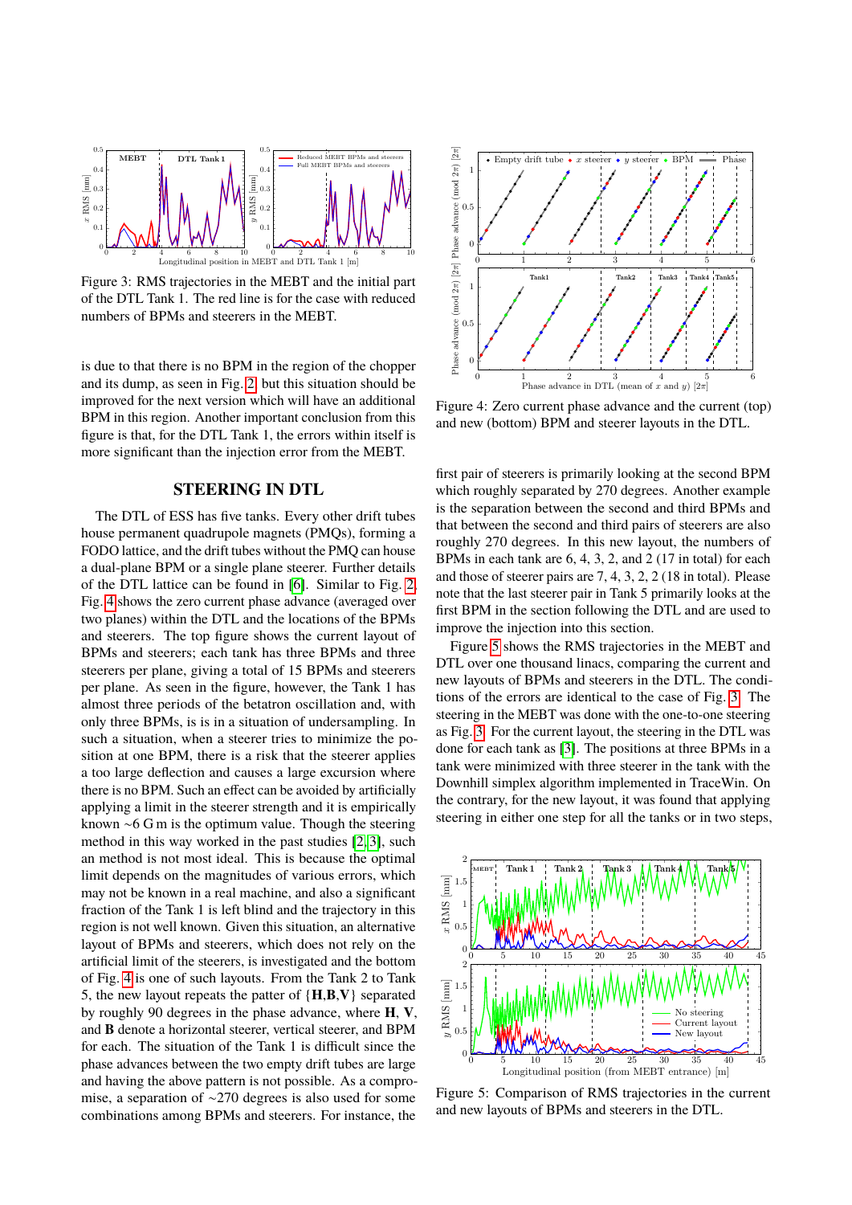Figure 3: RMS trajectories in the MEBT and the initial part of the DTL Tank 1. The red line is for the case with reduced numbers of BPMs and steerers in the MEBT.

is due to that there is no BPM in the region of the chopper and its dump, as seen in Fig. 2, but this situation should be improved for the next version which will have an additional BPM in this region. Another important conclusion from this figure is that, for the DTL Tank 1, the errors within itself is more significant than the injection error from the MEBT.

## STEERING IN DTL

The DTL of ESS has five tanks. Every other drift tubes house permanent quadrupole magnets (PMQs), forming a FODO lattice, and the drift tubes without the PMQ can house a dual-plane BPM or a single plane steerer. Further details of the DTL lattice can be found in [6]. Similar to Fig. 2, Fig. 4 shows the zero current phase advance (averaged over two planes) within the DTL and the locations of the BPMs and steerers. The top figure shows the current layout of BPMs and steerers; each tank has three BPMs and three steerers per plane, giving a total of 15 BPMs and steerers per plane. As seen in the figure, however, the Tank 1 has almost three periods of the betatron oscillation and, with only three BPMs, is is in a situation of undersampling. In such a situation, when a steerer tries to minimize the position at one BPM, there is a risk that the steerer applies a too large deflection and causes a large excursion where there is no BPM. Such an effect can be avoided by artificially applying a limit in the steerer strength and it is empirically known ~6 G m is the optimum value. Though the steering method in this way worked in the past studies [2, 3], such an method is not most ideal. This is because the optimal limit depends on the magnitudes of various errors, which may not be known in a real machine, and also a significant fraction of the Tank 1 is left blind and the trajectory in this region is not well known. Given this situation, an alternative layout of BPMs and steerers, which does not rely on the artificial limit of the steerers, is investigated and the bottom of Fig. 4 is one of such layouts. From the Tank 2 to Tank 5, the new layout repeats the patter of {**H**,**B**,**V**} separated by roughly 90 degrees in the phase advance, where **H**, **V**, and **B** denote a horizontal steerer, vertical steerer, and BPM for each. The situation of the Tank 1 is difficult since the phase advances between the two empty drift tubes are large and having the above pattern is not possible. As a compromise, a separation of ~270 degrees is also used for some combinations among BPMs and steerers. For instance, the first pair of steerers is primarily looking at the second BPM which roughly separated by 270 degrees. Another example is the separation between the second and third BPMs and that between the second and third pairs of steerers are also roughly 270 degrees. In this new layout, the numbers of BPMs in each tank are 6, 4, 3, 2, and 2 (17 in total) for each and those of steerer pairs are 7, 4, 3, 2, 2 (18 in total). Please note that the last steerer pair in Tank 5 primarily looks at the first BPM in the section following the DTL and are used to improve the injection into this section.

Figure 4: Zero current phase advance and the current (top) and new (bottom) BPM and steerer layouts in the DTL.

Figure 5 shows the RMS trajectories in the MEBT and DTL over one thousand linacs, comparing the current and new layouts of BPMs and steerers in the DTL. The conditions of the errors are identical to the case of Fig. 3. The steering in the MEBT was done with the one-to-one steering as Fig. 3. For the current layout, the steering in the DTL was done for each tank as [3]. The positions at three BPMs in a tank were minimized with three steerer in the tank with the Downhill simplex algorithm implemented in TraceWin. On the contrary, for the new layout, it was found that applying steering in either one step for all the tanks or in two steps,

Figure 5: Comparison of RMS trajectories in the current and new layouts of BPMs and steerers in the DTL.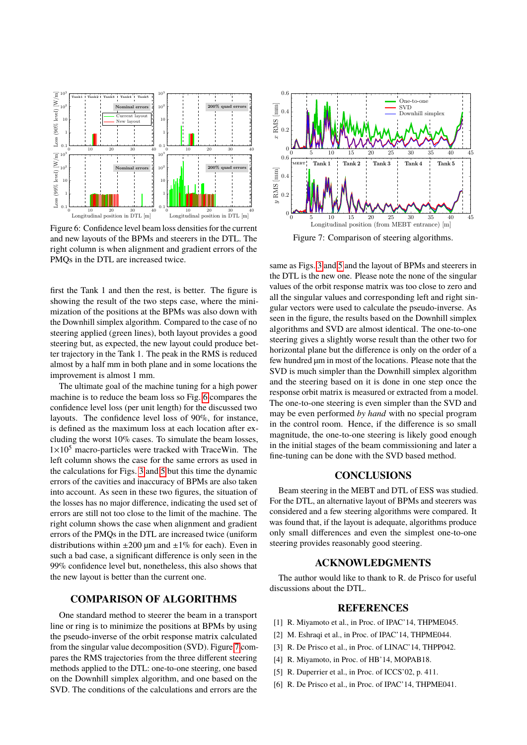Tank1 Tank2 Tank3 Tank4 Tank5

Nominal errors

Current layout

New layout

200% quad errors

Nominal errors

200% quad errors

Loss (90% level) [W/m]

Loss (99% level) [W/m]

Longitudinal position in DTL [m]

Longitudinal position in DTL [m]

Figure 6: Confidence level beam loss densities for the current and new layouts of the BPMs and steerers in the DTL. The right column is when alignment and gradient errors of the PMQs in the DTL are increased twice.

One-to-one

SVD

Downhill simplex

$x$ RMS [mm]

$y$ RMS [mm]

MEBT Tank 1 Tank 2 Tank 3 Tank 4 Tank 5

Longitudinal position (from MEBT entrance) [m]

Figure 7: Comparison of steering algorithms.

first the Tank 1 and then the rest, is better. The figure is showing the result of the two steps case, where the minimization of the positions at the BPMs was also down with the Downhill simplex algorithm. Compared to the case of no steering applied (green lines), both layout provides a good steering but, as expected, the new layout could produce better trajectory in the Tank 1. The peak in the RMS is reduced almost by a half mm in both plane and in some locations the improvement is almost 1 mm.

The ultimate goal of the machine tuning for a high power machine is to reduce the beam loss so Fig. 6 compares the confidence level loss (per unit length) for the discussed two layouts. The confidence level loss of 90%, for instance, is defined as the maximum loss at each location after excluding the worst 10% cases. To simulate the beam losses, $1{\times}10^5$ macro-particles were tracked with TraceWin. The left column shows the case for the same errors as used in the calculations for Figs. 3 and 5 but this time the dynamic errors of the cavities and inaccuracy of BPMs are also taken into account. As seen in these two figures, the situation of the losses has no major difference, indicating the used set of errors are still not too close to the limit of the machine. The right column shows the case when alignment and gradient errors of the PMQs in the DTL are increased twice (uniform distributions within ±200 µm and ±1% for each). Even in such a bad case, a significant difference is only seen in the 99% confidence level but, nonetheless, this also shows that the new layout is better than the current one.

## COMPARISON OF ALGORITHMS

One standard method to steerer the beam in a transport line or ring is to minimize the positions at BPMs by using the pseudo-inverse of the orbit response matrix calculated from the singular value decomposition (SVD). Figure 7 compares the RMS trajectories from the three different steering methods applied to the DTL: one-to-one steering, one based on the Downhill simplex algorithm, and one based on the SVD. The conditions of the calculations and errors are the same as Figs. 3 and 5 and the layout of BPMs and steerers in the DTL is the new one. Please note the none of the singular values of the orbit response matrix was too close to zero and all the singular values and corresponding left and right singular vectors were used to calculate the pseudo-inverse. As seen in the figure, the results based on the Downhill simplex algorithms and SVD are almost identical. The one-to-one steering gives a slightly worse result than the other two for horizontal plane but the difference is only on the order of a few hundred µm in most of the locations. Please note that the SVD is much simpler than the Downhill simplex algorithm and the steering based on it is done in one step once the response orbit matrix is measured or extracted from a model. The one-to-one steering is even simpler than the SVD and may be even performed *by hand* with no special program in the control room. Hence, if the difference is so small magnitude, the one-to-one steering is likely good enough in the initial stages of the beam commissioning and later a fine-tuning can be done with the SVD based method.

## CONCLUSIONS

Beam steering in the MEBT and DTL of ESS was studied. For the DTL, an alternative layout of BPMs and steerers was considered and a few steering algorithms were compared. It was found that, if the layout is adequate, algorithms produce only small differences and even the simplest one-to-one steering provides reasonably good steering.

## ACKNOWLEDGMENTS

The author would like to thank to R. de Prisco for useful discussions about the DTL.

## REFERENCES

[1] R. Miyamoto et al., in Proc. of IPAC'14, THPME045.

[2] M. Eshraqi et al., in Proc. of IPAC'14, THPME044.

[3] R. De Prisco et al., in Proc. of LINAC'14, THPP042.

[4] R. Miyamoto, in Proc. of HB'14, MOPAB18.

[5] R. Duperrier et al., in Proc. of ICCS'02, p. 411.

[6] R. De Prisco et al., in Proc. of IPAC'14, THPME041.